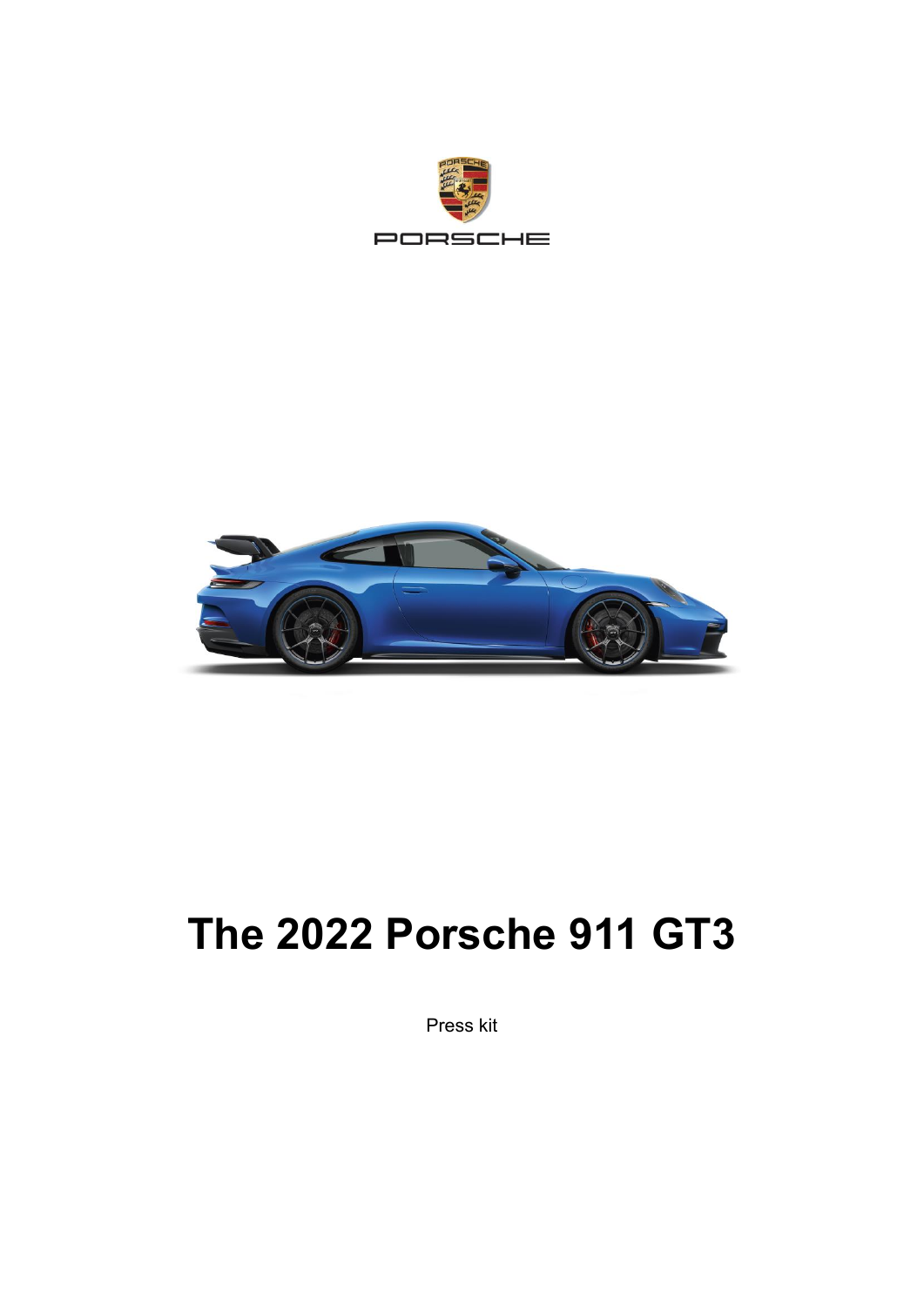PORSCHE

# The 2022 Porsche 911 GT3

Press kit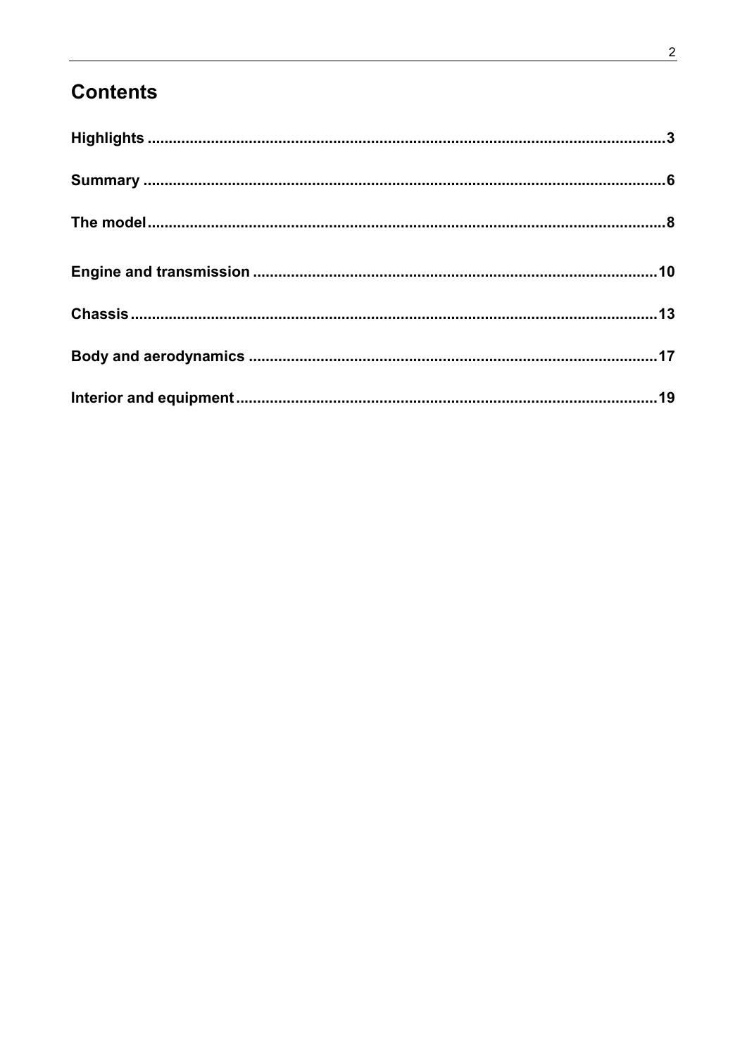# Contents

**Highlights** ........................................................................................................ **3**

**Summary** ........................................................................................................ **6**

**The model** ........................................................................................................ **8**

**Engine and transmission** ........................................................................................................ **10**

**Chassis** ........................................................................................................ **13**

**Body and aerodynamics** ........................................................................................................ **17**

**Interior and equipment** ........................................................................................................ **19**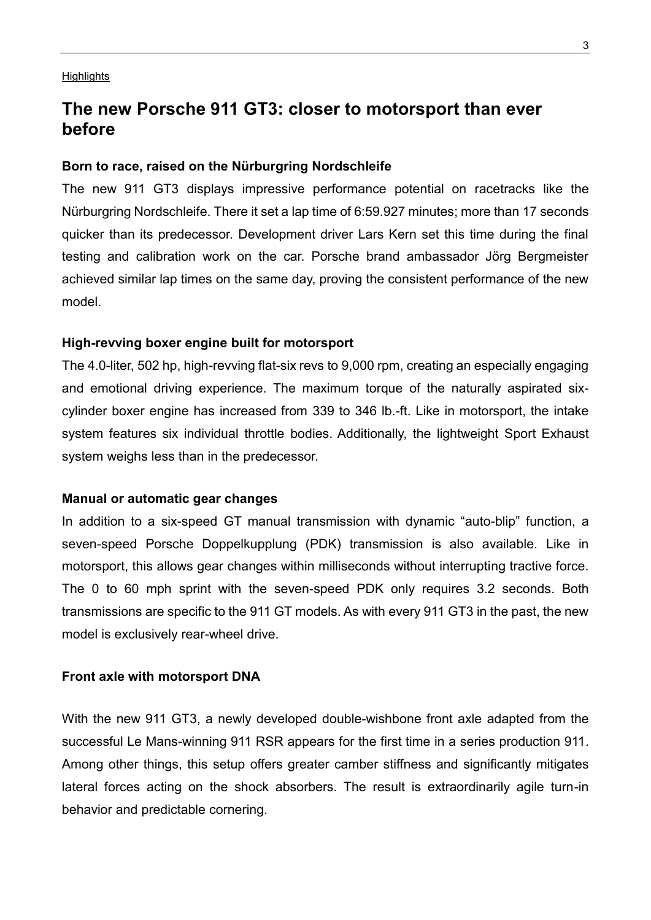Highlights

## The new Porsche 911 GT3: closer to motorsport than ever before

**Born to race, raised on the Nürburgring Nordschleife**

The new 911 GT3 displays impressive performance potential on racetracks like the Nürburgring Nordschleife. There it set a lap time of 6:59.927 minutes; more than 17 seconds quicker than its predecessor. Development driver Lars Kern set this time during the final testing and calibration work on the car. Porsche brand ambassador Jörg Bergmeister achieved similar lap times on the same day, proving the consistent performance of the new model.

**High-revving boxer engine built for motorsport**

The 4.0-liter, 502 hp, high-revving flat-six revs to 9,000 rpm, creating an especially engaging and emotional driving experience. The maximum torque of the naturally aspirated six-cylinder boxer engine has increased from 339 to 346 lb.-ft. Like in motorsport, the intake system features six individual throttle bodies. Additionally, the lightweight Sport Exhaust system weighs less than in the predecessor.

**Manual or automatic gear changes**

In addition to a six-speed GT manual transmission with dynamic "auto-blip" function, a seven-speed Porsche Doppelkupplung (PDK) transmission is also available. Like in motorsport, this allows gear changes within milliseconds without interrupting tractive force. The 0 to 60 mph sprint with the seven-speed PDK only requires 3.2 seconds. Both transmissions are specific to the 911 GT models. As with every 911 GT3 in the past, the new model is exclusively rear-wheel drive.

**Front axle with motorsport DNA**

With the new 911 GT3, a newly developed double-wishbone front axle adapted from the successful Le Mans-winning 911 RSR appears for the first time in a series production 911. Among other things, this setup offers greater camber stiffness and significantly mitigates lateral forces acting on the shock absorbers. The result is extraordinarily agile turn-in behavior and predictable cornering.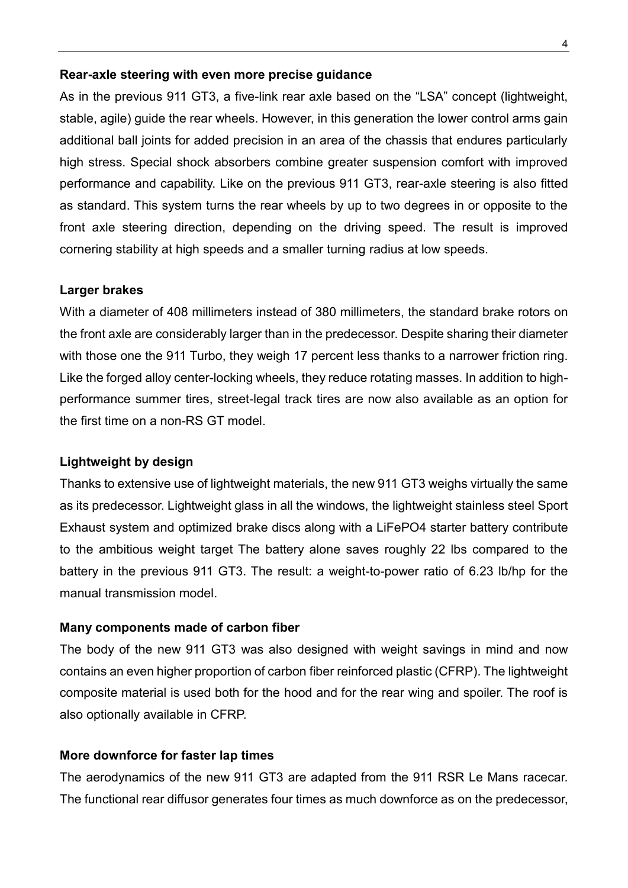**Rear-axle steering with even more precise guidance**

As in the previous 911 GT3, a five-link rear axle based on the "LSA" concept (lightweight, stable, agile) guide the rear wheels. However, in this generation the lower control arms gain additional ball joints for added precision in an area of the chassis that endures particularly high stress. Special shock absorbers combine greater suspension comfort with improved performance and capability. Like on the previous 911 GT3, rear-axle steering is also fitted as standard. This system turns the rear wheels by up to two degrees in or opposite to the front axle steering direction, depending on the driving speed. The result is improved cornering stability at high speeds and a smaller turning radius at low speeds.

**Larger brakes**

With a diameter of 408 millimeters instead of 380 millimeters, the standard brake rotors on the front axle are considerably larger than in the predecessor. Despite sharing their diameter with those one the 911 Turbo, they weigh 17 percent less thanks to a narrower friction ring. Like the forged alloy center-locking wheels, they reduce rotating masses. In addition to high-performance summer tires, street-legal track tires are now also available as an option for the first time on a non-RS GT model.

**Lightweight by design**

Thanks to extensive use of lightweight materials, the new 911 GT3 weighs virtually the same as its predecessor. Lightweight glass in all the windows, the lightweight stainless steel Sport Exhaust system and optimized brake discs along with a $LiFePO_4$ starter battery contribute to the ambitious weight target The battery alone saves roughly 22 lbs compared to the battery in the previous 911 GT3. The result: a weight-to-power ratio of 6.23 lb/hp for the manual transmission model.

**Many components made of carbon fiber**

The body of the new 911 GT3 was also designed with weight savings in mind and now contains an even higher proportion of carbon fiber reinforced plastic (CFRP). The lightweight composite material is used both for the hood and for the rear wing and spoiler. The roof is also optionally available in CFRP.

**More downforce for faster lap times**

The aerodynamics of the new 911 GT3 are adapted from the 911 RSR Le Mans racecar. The functional rear diffusor generates four times as much downforce as on the predecessor,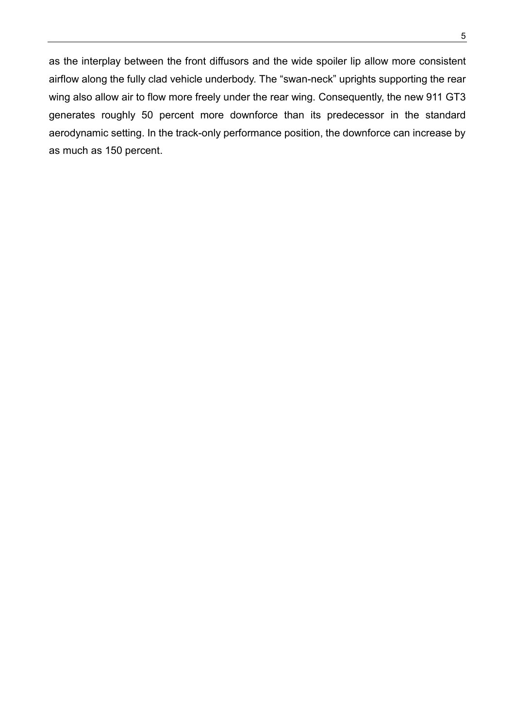as the interplay between the front diffusors and the wide spoiler lip allow more consistent airflow along the fully clad vehicle underbody. The “swan-neck” uprights supporting the rear wing also allow air to flow more freely under the rear wing. Consequently, the new 911 GT3 generates roughly 50 percent more downforce than its predecessor in the standard aerodynamic setting. In the track-only performance position, the downforce can increase by as much as 150 percent.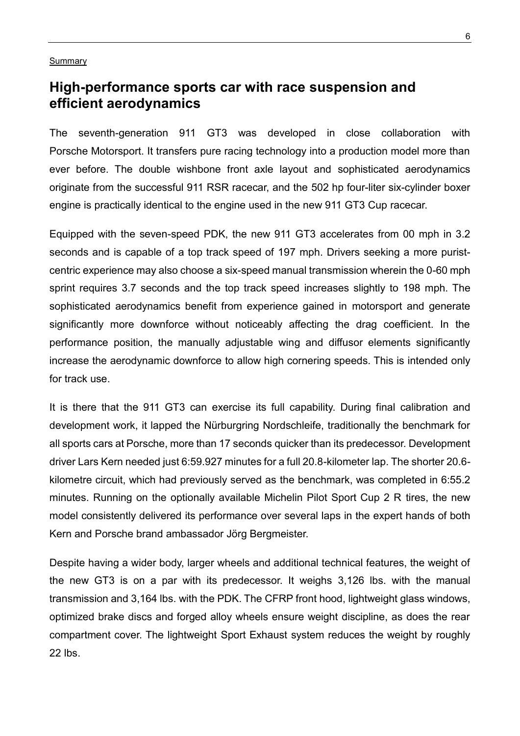Summary

## High-performance sports car with race suspension and efficient aerodynamics

The seventh-generation 911 GT3 was developed in close collaboration with Porsche Motorsport. It transfers pure racing technology into a production model more than ever before. The double wishbone front axle layout and sophisticated aerodynamics originate from the successful 911 RSR racecar, and the 502 hp four-liter six-cylinder boxer engine is practically identical to the engine used in the new 911 GT3 Cup racecar.

Equipped with the seven-speed PDK, the new 911 GT3 accelerates from 00 mph in 3.2 seconds and is capable of a top track speed of 197 mph. Drivers seeking a more purist-centric experience may also choose a six-speed manual transmission wherein the 0-60 mph sprint requires 3.7 seconds and the top track speed increases slightly to 198 mph. The sophisticated aerodynamics benefit from experience gained in motorsport and generate significantly more downforce without noticeably affecting the drag coefficient. In the performance position, the manually adjustable wing and diffusor elements significantly increase the aerodynamic downforce to allow high cornering speeds. This is intended only for track use.

It is there that the 911 GT3 can exercise its full capability. During final calibration and development work, it lapped the Nürburgring Nordschleife, traditionally the benchmark for all sports cars at Porsche, more than 17 seconds quicker than its predecessor. Development driver Lars Kern needed just 6:59.927 minutes for a full 20.8-kilometer lap. The shorter 20.6-kilometre circuit, which had previously served as the benchmark, was completed in 6:55.2 minutes. Running on the optionally available Michelin Pilot Sport Cup 2 R tires, the new model consistently delivered its performance over several laps in the expert hands of both Kern and Porsche brand ambassador Jörg Bergmeister.

Despite having a wider body, larger wheels and additional technical features, the weight of the new GT3 is on a par with its predecessor. It weighs 3,126 lbs. with the manual transmission and 3,164 lbs. with the PDK. The CFRP front hood, lightweight glass windows, optimized brake discs and forged alloy wheels ensure weight discipline, as does the rear compartment cover. The lightweight Sport Exhaust system reduces the weight by roughly 22 lbs.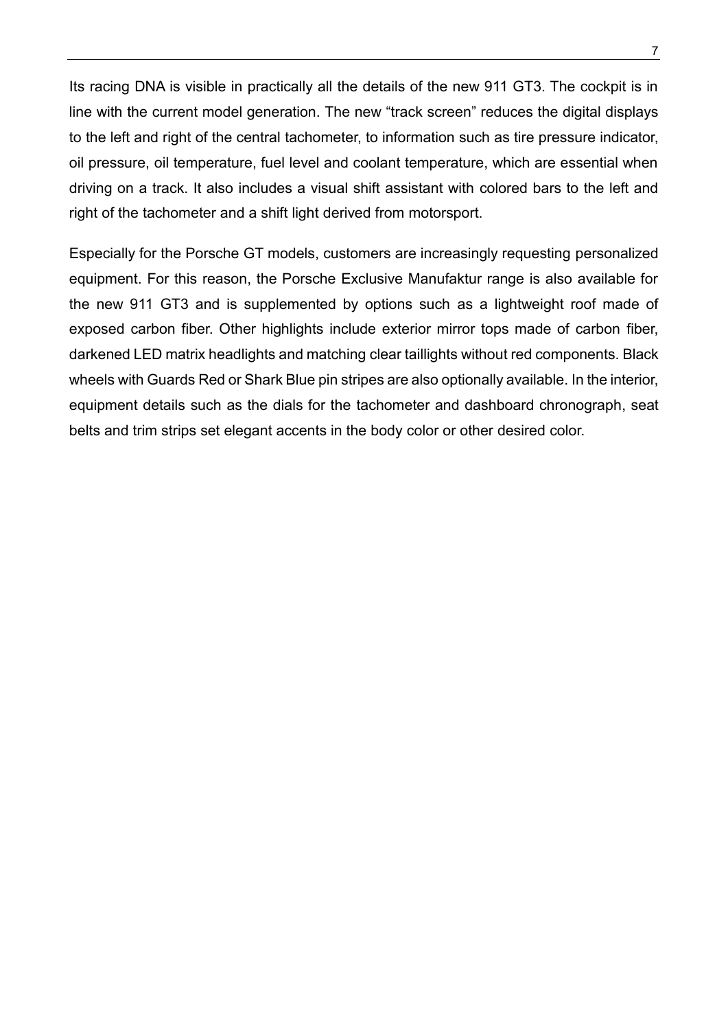Its racing DNA is visible in practically all the details of the new 911 GT3. The cockpit is in line with the current model generation. The new “track screen” reduces the digital displays to the left and right of the central tachometer, to information such as tire pressure indicator, oil pressure, oil temperature, fuel level and coolant temperature, which are essential when driving on a track. It also includes a visual shift assistant with colored bars to the left and right of the tachometer and a shift light derived from motorsport.

Especially for the Porsche GT models, customers are increasingly requesting personalized equipment. For this reason, the Porsche Exclusive Manufaktur range is also available for the new 911 GT3 and is supplemented by options such as a lightweight roof made of exposed carbon fiber. Other highlights include exterior mirror tops made of carbon fiber, darkened LED matrix headlights and matching clear taillights without red components. Black wheels with Guards Red or Shark Blue pin stripes are also optionally available. In the interior, equipment details such as the dials for the tachometer and dashboard chronograph, seat belts and trim strips set elegant accents in the body color or other desired color.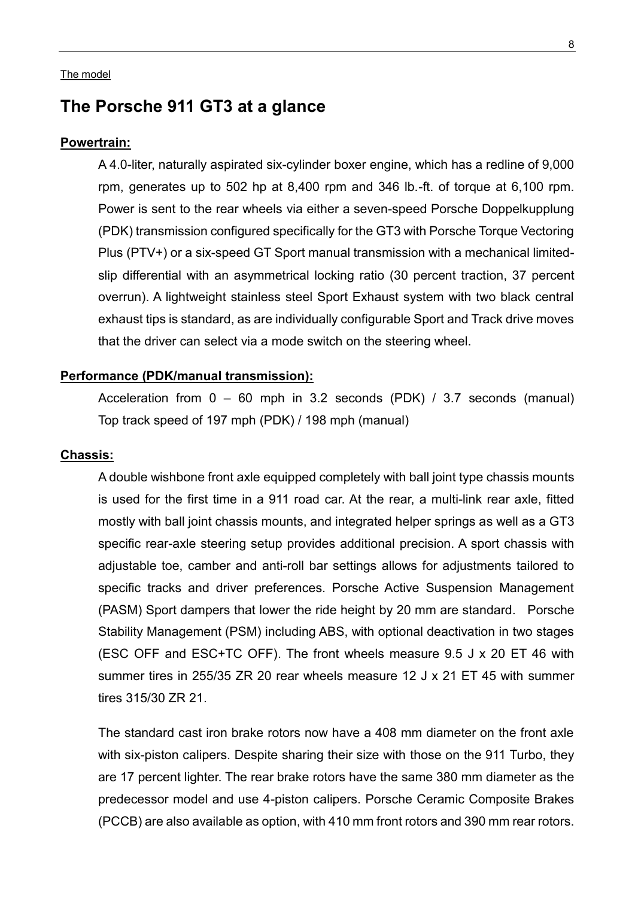The model

# The Porsche 911 GT3 at a glance

**Powertrain:**

A 4.0-liter, naturally aspirated six-cylinder boxer engine, which has a redline of 9,000 rpm, generates up to 502 hp at 8,400 rpm and 346 lb.-ft. of torque at 6,100 rpm. Power is sent to the rear wheels via either a seven-speed Porsche Doppelkupplung (PDK) transmission configured specifically for the GT3 with Porsche Torque Vectoring Plus (PTV+) or a six-speed GT Sport manual transmission with a mechanical limited-slip differential with an asymmetrical locking ratio (30 percent traction, 37 percent overrun). A lightweight stainless steel Sport Exhaust system with two black central exhaust tips is standard, as are individually configurable Sport and Track drive moves that the driver can select via a mode switch on the steering wheel.

**Performance (PDK/manual transmission):**

Acceleration from 0 – 60 mph in 3.2 seconds (PDK) / 3.7 seconds (manual)
Top track speed of 197 mph (PDK) / 198 mph (manual)

**Chassis:**

A double wishbone front axle equipped completely with ball joint type chassis mounts is used for the first time in a 911 road car. At the rear, a multi-link rear axle, fitted mostly with ball joint chassis mounts, and integrated helper springs as well as a GT3 specific rear-axle steering setup provides additional precision. A sport chassis with adjustable toe, camber and anti-roll bar settings allows for adjustments tailored to specific tracks and driver preferences. Porsche Active Suspension Management (PASM) Sport dampers that lower the ride height by 20 mm are standard. Porsche Stability Management (PSM) including ABS, with optional deactivation in two stages (ESC OFF and ESC+TC OFF). The front wheels measure 9.5 J x 20 ET 46 with summer tires in 255/35 ZR 20 rear wheels measure 12 J x 21 ET 45 with summer tires 315/30 ZR 21.

The standard cast iron brake rotors now have a 408 mm diameter on the front axle with six-piston calipers. Despite sharing their size with those on the 911 Turbo, they are 17 percent lighter. The rear brake rotors have the same 380 mm diameter as the predecessor model and use 4-piston calipers. Porsche Ceramic Composite Brakes (PCCB) are also available as option, with 410 mm front rotors and 390 mm rear rotors.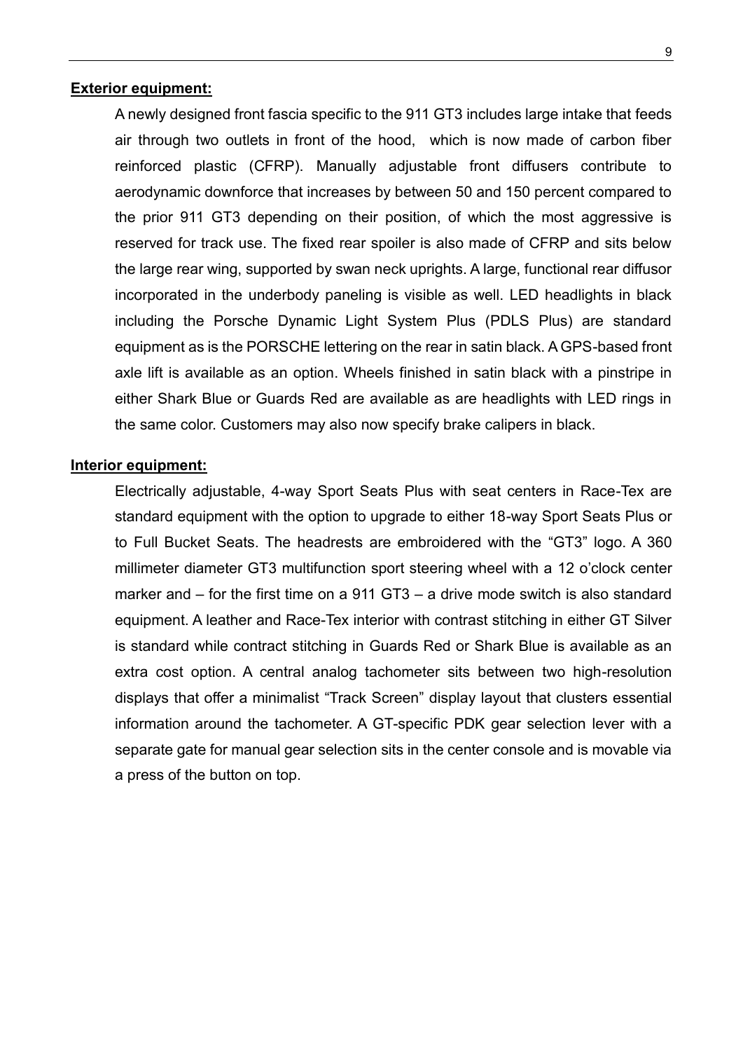**Exterior equipment:**

A newly designed front fascia specific to the 911 GT3 includes large intake that feeds air through two outlets in front of the hood, which is now made of carbon fiber reinforced plastic (CFRP). Manually adjustable front diffusers contribute to aerodynamic downforce that increases by between 50 and 150 percent compared to the prior 911 GT3 depending on their position, of which the most aggressive is reserved for track use. The fixed rear spoiler is also made of CFRP and sits below the large rear wing, supported by swan neck uprights. A large, functional rear diffusor incorporated in the underbody paneling is visible as well. LED headlights in black including the Porsche Dynamic Light System Plus (PDLS Plus) are standard equipment as is the PORSCHE lettering on the rear in satin black. A GPS-based front axle lift is available as an option. Wheels finished in satin black with a pinstripe in either Shark Blue or Guards Red are available as are headlights with LED rings in the same color. Customers may also now specify brake calipers in black.

**Interior equipment:**

Electrically adjustable, 4-way Sport Seats Plus with seat centers in Race-Tex are standard equipment with the option to upgrade to either 18-way Sport Seats Plus or to Full Bucket Seats. The headrests are embroidered with the "GT3" logo. A 360 millimeter diameter GT3 multifunction sport steering wheel with a 12 o'clock center marker and – for the first time on a 911 GT3 – a drive mode switch is also standard equipment. A leather and Race-Tex interior with contrast stitching in either GT Silver is standard while contract stitching in Guards Red or Shark Blue is available as an extra cost option. A central analog tachometer sits between two high-resolution displays that offer a minimalist "Track Screen" display layout that clusters essential information around the tachometer. A GT-specific PDK gear selection lever with a separate gate for manual gear selection sits in the center console and is movable via a press of the button on top.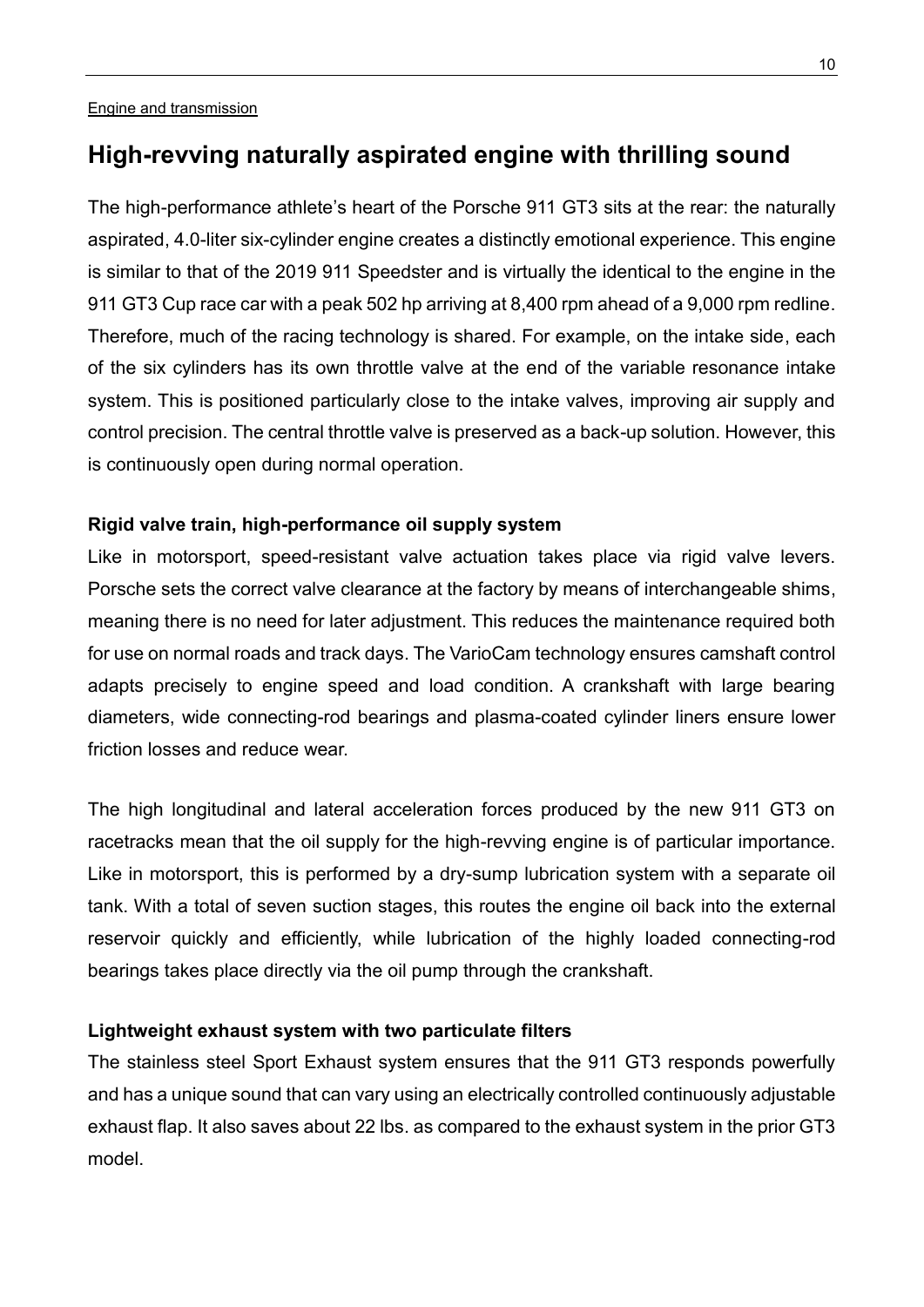Engine and transmission

## High-revving naturally aspirated engine with thrilling sound

The high-performance athlete's heart of the Porsche 911 GT3 sits at the rear: the naturally aspirated, 4.0-liter six-cylinder engine creates a distinctly emotional experience. This engine is similar to that of the 2019 911 Speedster and is virtually the identical to the engine in the 911 GT3 Cup race car with a peak 502 hp arriving at 8,400 rpm ahead of a 9,000 rpm redline. Therefore, much of the racing technology is shared. For example, on the intake side, each of the six cylinders has its own throttle valve at the end of the variable resonance intake system. This is positioned particularly close to the intake valves, improving air supply and control precision. The central throttle valve is preserved as a back-up solution. However, this is continuously open during normal operation.

**Rigid valve train, high-performance oil supply system**

Like in motorsport, speed-resistant valve actuation takes place via rigid valve levers. Porsche sets the correct valve clearance at the factory by means of interchangeable shims, meaning there is no need for later adjustment. This reduces the maintenance required both for use on normal roads and track days. The VarioCam technology ensures camshaft control adapts precisely to engine speed and load condition. A crankshaft with large bearing diameters, wide connecting-rod bearings and plasma-coated cylinder liners ensure lower friction losses and reduce wear.

The high longitudinal and lateral acceleration forces produced by the new 911 GT3 on racetracks mean that the oil supply for the high-revving engine is of particular importance. Like in motorsport, this is performed by a dry-sump lubrication system with a separate oil tank. With a total of seven suction stages, this routes the engine oil back into the external reservoir quickly and efficiently, while lubrication of the highly loaded connecting-rod bearings takes place directly via the oil pump through the crankshaft.

**Lightweight exhaust system with two particulate filters**

The stainless steel Sport Exhaust system ensures that the 911 GT3 responds powerfully and has a unique sound that can vary using an electrically controlled continuously adjustable exhaust flap. It also saves about 22 lbs. as compared to the exhaust system in the prior GT3 model.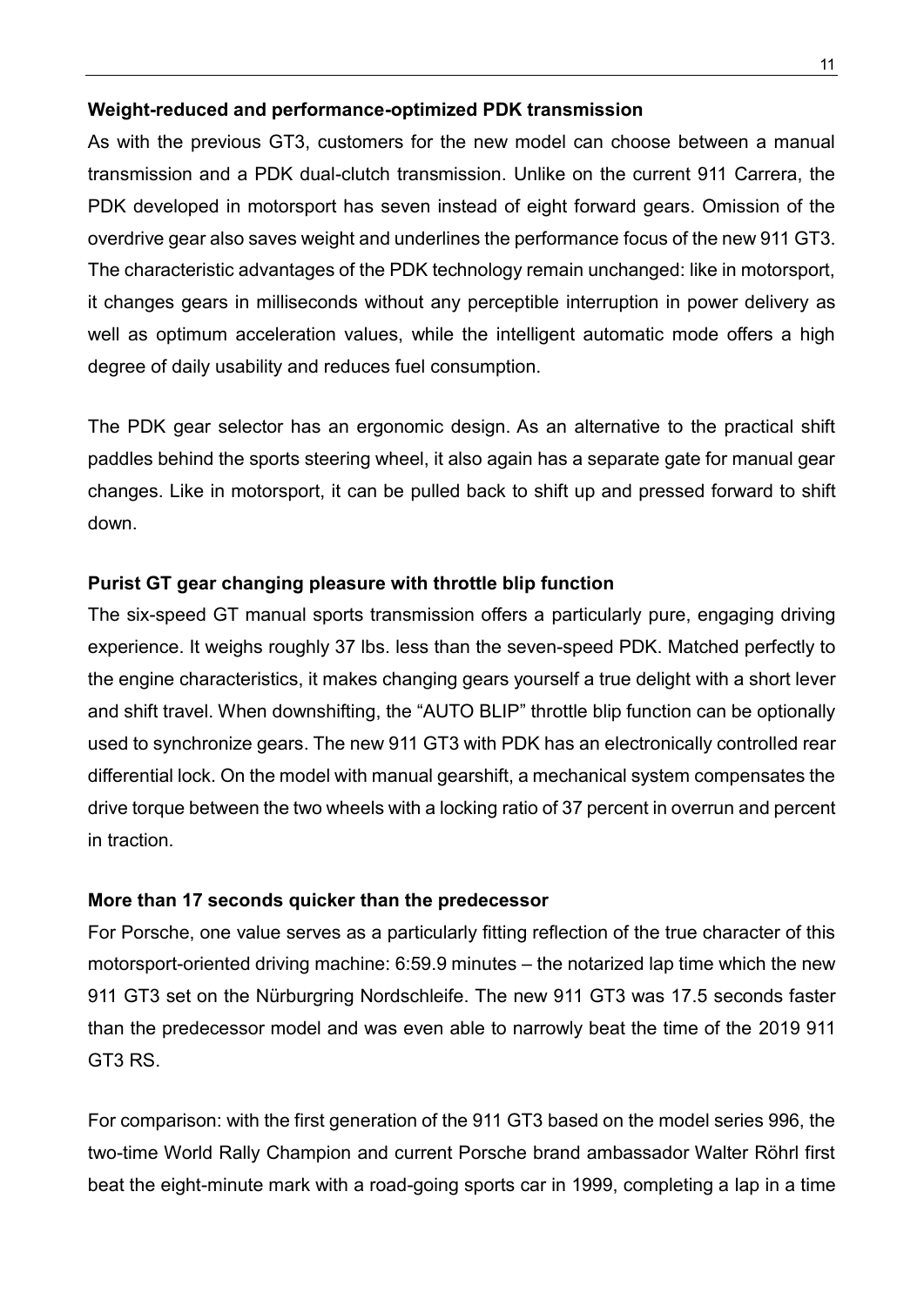**Weight-reduced and performance-optimized PDK transmission**

As with the previous GT3, customers for the new model can choose between a manual transmission and a PDK dual-clutch transmission. Unlike on the current 911 Carrera, the PDK developed in motorsport has seven instead of eight forward gears. Omission of the overdrive gear also saves weight and underlines the performance focus of the new 911 GT3. The characteristic advantages of the PDK technology remain unchanged: like in motorsport, it changes gears in milliseconds without any perceptible interruption in power delivery as well as optimum acceleration values, while the intelligent automatic mode offers a high degree of daily usability and reduces fuel consumption.

The PDK gear selector has an ergonomic design. As an alternative to the practical shift paddles behind the sports steering wheel, it also again has a separate gate for manual gear changes. Like in motorsport, it can be pulled back to shift up and pressed forward to shift down.

**Purist GT gear changing pleasure with throttle blip function**

The six-speed GT manual sports transmission offers a particularly pure, engaging driving experience. It weighs roughly 37 lbs. less than the seven-speed PDK. Matched perfectly to the engine characteristics, it makes changing gears yourself a true delight with a short lever and shift travel. When downshifting, the "AUTO BLIP" throttle blip function can be optionally used to synchronize gears. The new 911 GT3 with PDK has an electronically controlled rear differential lock. On the model with manual gearshift, a mechanical system compensates the drive torque between the two wheels with a locking ratio of 37 percent in overrun and percent in traction.

**More than 17 seconds quicker than the predecessor**

For Porsche, one value serves as a particularly fitting reflection of the true character of this motorsport-oriented driving machine: 6:59.9 minutes – the notarized lap time which the new 911 GT3 set on the Nürburgring Nordschleife. The new 911 GT3 was 17.5 seconds faster than the predecessor model and was even able to narrowly beat the time of the 2019 911 GT3 RS.

For comparison: with the first generation of the 911 GT3 based on the model series 996, the two-time World Rally Champion and current Porsche brand ambassador Walter Röhrl first beat the eight-minute mark with a road-going sports car in 1999, completing a lap in a time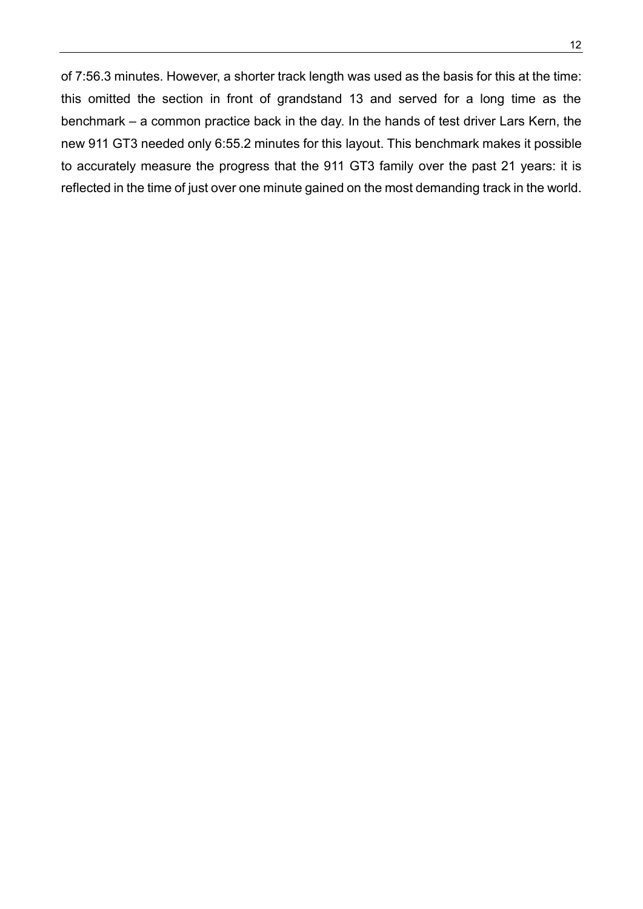of 7:56.3 minutes. However, a shorter track length was used as the basis for this at the time: this omitted the section in front of grandstand 13 and served for a long time as the benchmark – a common practice back in the day. In the hands of test driver Lars Kern, the new 911 GT3 needed only 6:55.2 minutes for this layout. This benchmark makes it possible to accurately measure the progress that the 911 GT3 family over the past 21 years: it is reflected in the time of just over one minute gained on the most demanding track in the world.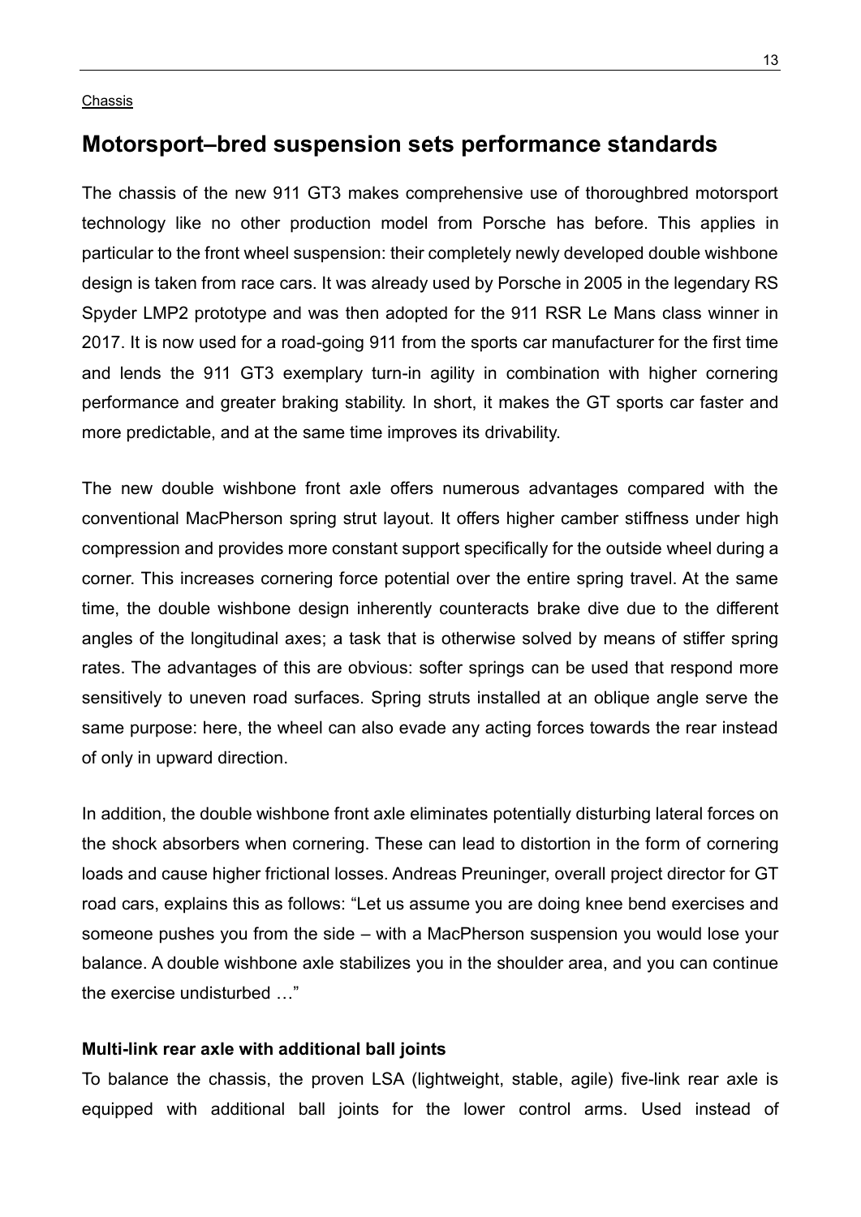Chassis

## Motorsport–bred suspension sets performance standards

The chassis of the new 911 GT3 makes comprehensive use of thoroughbred motorsport technology like no other production model from Porsche has before. This applies in particular to the front wheel suspension: their completely newly developed double wishbone design is taken from race cars. It was already used by Porsche in 2005 in the legendary RS Spyder LMP2 prototype and was then adopted for the 911 RSR Le Mans class winner in 2017. It is now used for a road-going 911 from the sports car manufacturer for the first time and lends the 911 GT3 exemplary turn-in agility in combination with higher cornering performance and greater braking stability. In short, it makes the GT sports car faster and more predictable, and at the same time improves its drivability.

The new double wishbone front axle offers numerous advantages compared with the conventional MacPherson spring strut layout. It offers higher camber stiffness under high compression and provides more constant support specifically for the outside wheel during a corner. This increases cornering force potential over the entire spring travel. At the same time, the double wishbone design inherently counteracts brake dive due to the different angles of the longitudinal axes; a task that is otherwise solved by means of stiffer spring rates. The advantages of this are obvious: softer springs can be used that respond more sensitively to uneven road surfaces. Spring struts installed at an oblique angle serve the same purpose: here, the wheel can also evade any acting forces towards the rear instead of only in upward direction.

In addition, the double wishbone front axle eliminates potentially disturbing lateral forces on the shock absorbers when cornering. These can lead to distortion in the form of cornering loads and cause higher frictional losses. Andreas Preuninger, overall project director for GT road cars, explains this as follows: "Let us assume you are doing knee bend exercises and someone pushes you from the side – with a MacPherson suspension you would lose your balance. A double wishbone axle stabilizes you in the shoulder area, and you can continue the exercise undisturbed …"

**Multi-link rear axle with additional ball joints**

To balance the chassis, the proven LSA (lightweight, stable, agile) five-link rear axle is equipped with additional ball joints for the lower control arms. Used instead of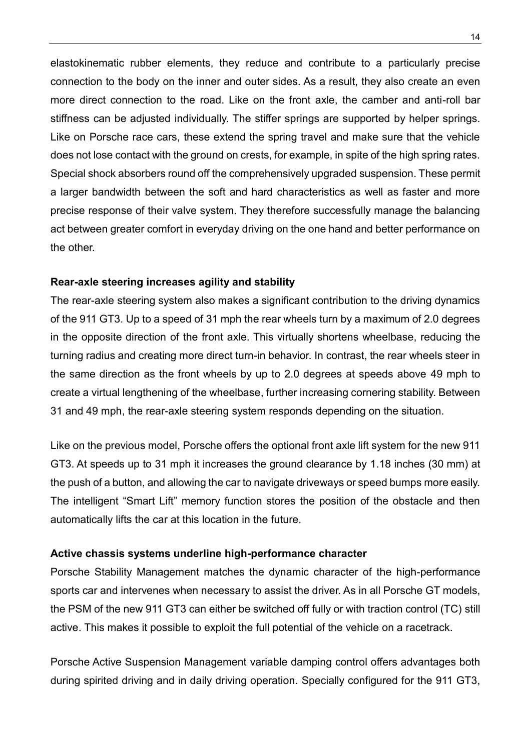elastokinematic rubber elements, they reduce and contribute to a particularly precise connection to the body on the inner and outer sides. As a result, they also create an even more direct connection to the road. Like on the front axle, the camber and anti-roll bar stiffness can be adjusted individually. The stiffer springs are supported by helper springs. Like on Porsche race cars, these extend the spring travel and make sure that the vehicle does not lose contact with the ground on crests, for example, in spite of the high spring rates. Special shock absorbers round off the comprehensively upgraded suspension. These permit a larger bandwidth between the soft and hard characteristics as well as faster and more precise response of their valve system. They therefore successfully manage the balancing act between greater comfort in everyday driving on the one hand and better performance on the other.

**Rear-axle steering increases agility and stability**

The rear-axle steering system also makes a significant contribution to the driving dynamics of the 911 GT3. Up to a speed of 31 mph the rear wheels turn by a maximum of 2.0 degrees in the opposite direction of the front axle. This virtually shortens wheelbase, reducing the turning radius and creating more direct turn-in behavior. In contrast, the rear wheels steer in the same direction as the front wheels by up to 2.0 degrees at speeds above 49 mph to create a virtual lengthening of the wheelbase, further increasing cornering stability. Between 31 and 49 mph, the rear-axle steering system responds depending on the situation.

Like on the previous model, Porsche offers the optional front axle lift system for the new 911 GT3. At speeds up to 31 mph it increases the ground clearance by 1.18 inches (30 mm) at the push of a button, and allowing the car to navigate driveways or speed bumps more easily. The intelligent "Smart Lift" memory function stores the position of the obstacle and then automatically lifts the car at this location in the future.

**Active chassis systems underline high-performance character**

Porsche Stability Management matches the dynamic character of the high-performance sports car and intervenes when necessary to assist the driver. As in all Porsche GT models, the PSM of the new 911 GT3 can either be switched off fully or with traction control (TC) still active. This makes it possible to exploit the full potential of the vehicle on a racetrack.

Porsche Active Suspension Management variable damping control offers advantages both during spirited driving and in daily driving operation. Specially configured for the 911 GT3,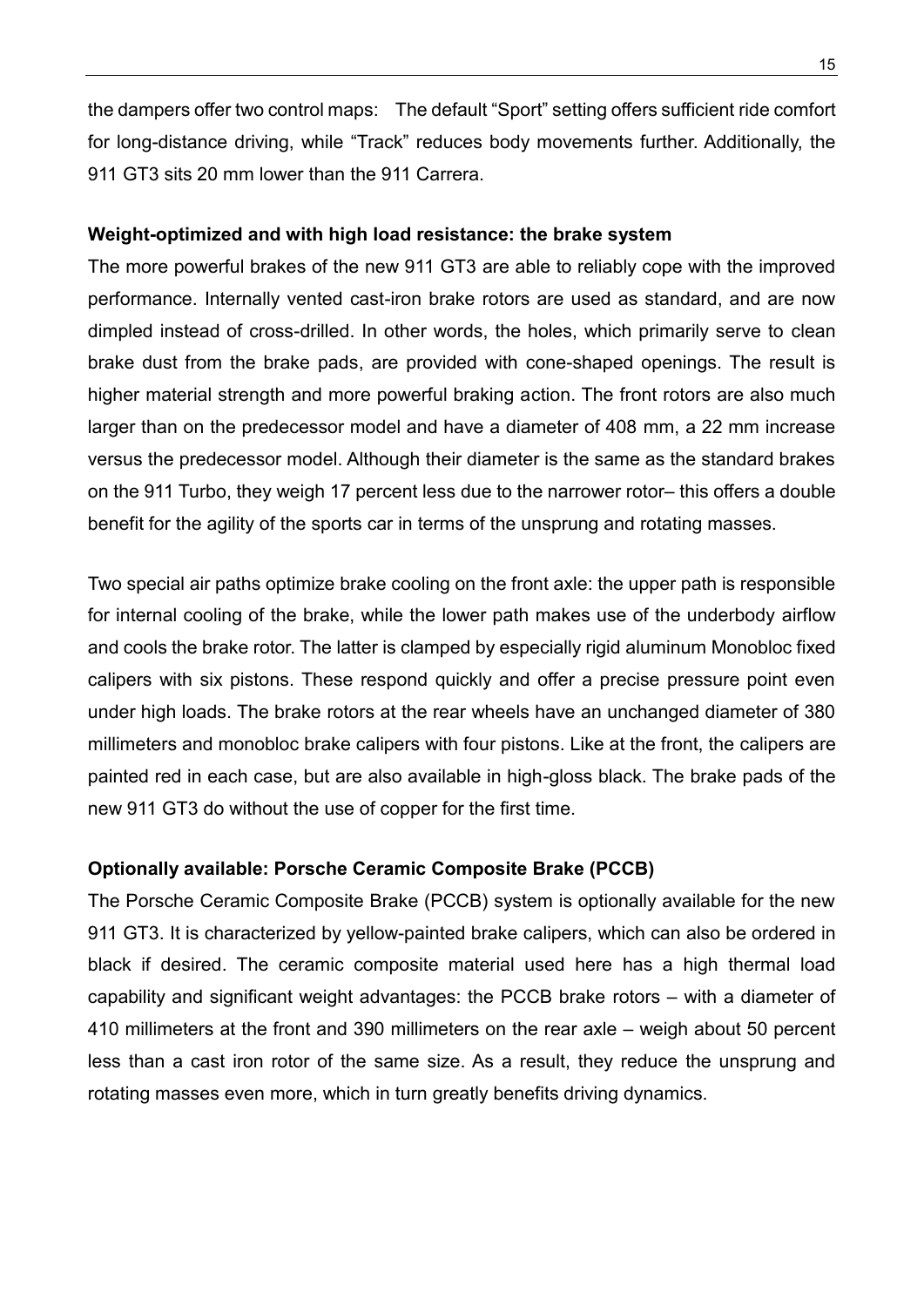the dampers offer two control maps: The default "Sport" setting offers sufficient ride comfort for long-distance driving, while "Track" reduces body movements further. Additionally, the 911 GT3 sits 20 mm lower than the 911 Carrera.

**Weight-optimized and with high load resistance: the brake system**

The more powerful brakes of the new 911 GT3 are able to reliably cope with the improved performance. Internally vented cast-iron brake rotors are used as standard, and are now dimpled instead of cross-drilled. In other words, the holes, which primarily serve to clean brake dust from the brake pads, are provided with cone-shaped openings. The result is higher material strength and more powerful braking action. The front rotors are also much larger than on the predecessor model and have a diameter of 408 mm, a 22 mm increase versus the predecessor model. Although their diameter is the same as the standard brakes on the 911 Turbo, they weigh 17 percent less due to the narrower rotor– this offers a double benefit for the agility of the sports car in terms of the unsprung and rotating masses.

Two special air paths optimize brake cooling on the front axle: the upper path is responsible for internal cooling of the brake, while the lower path makes use of the underbody airflow and cools the brake rotor. The latter is clamped by especially rigid aluminum Monobloc fixed calipers with six pistons. These respond quickly and offer a precise pressure point even under high loads. The brake rotors at the rear wheels have an unchanged diameter of 380 millimeters and monobloc brake calipers with four pistons. Like at the front, the calipers are painted red in each case, but are also available in high-gloss black. The brake pads of the new 911 GT3 do without the use of copper for the first time.

**Optionally available: Porsche Ceramic Composite Brake (PCCB)**

The Porsche Ceramic Composite Brake (PCCB) system is optionally available for the new 911 GT3. It is characterized by yellow-painted brake calipers, which can also be ordered in black if desired. The ceramic composite material used here has a high thermal load capability and significant weight advantages: the PCCB brake rotors – with a diameter of 410 millimeters at the front and 390 millimeters on the rear axle – weigh about 50 percent less than a cast iron rotor of the same size. As a result, they reduce the unsprung and rotating masses even more, which in turn greatly benefits driving dynamics.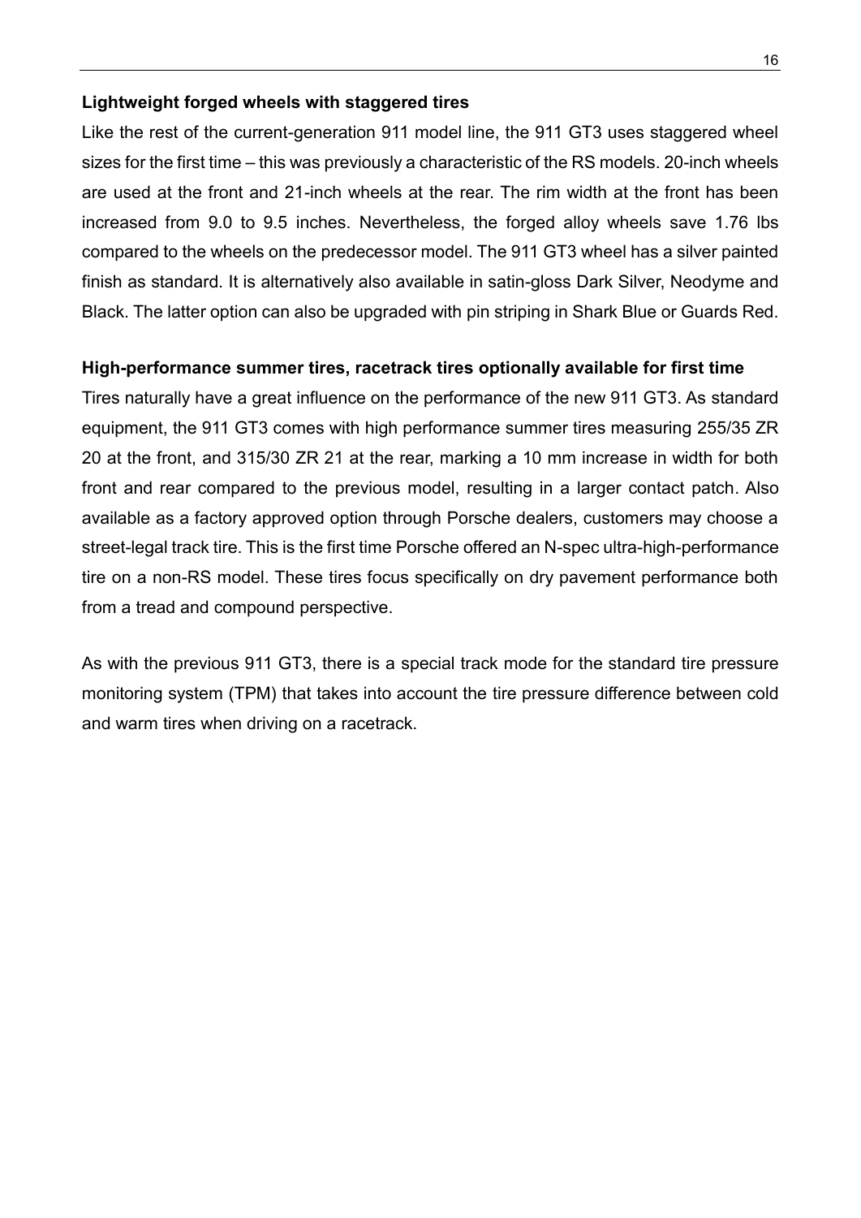**Lightweight forged wheels with staggered tires**

Like the rest of the current-generation 911 model line, the 911 GT3 uses staggered wheel sizes for the first time – this was previously a characteristic of the RS models. 20-inch wheels are used at the front and 21-inch wheels at the rear. The rim width at the front has been increased from 9.0 to 9.5 inches. Nevertheless, the forged alloy wheels save 1.76 lbs compared to the wheels on the predecessor model. The 911 GT3 wheel has a silver painted finish as standard. It is alternatively also available in satin-gloss Dark Silver, Neodyme and Black. The latter option can also be upgraded with pin striping in Shark Blue or Guards Red.

**High-performance summer tires, racetrack tires optionally available for first time**

Tires naturally have a great influence on the performance of the new 911 GT3. As standard equipment, the 911 GT3 comes with high performance summer tires measuring 255/35 ZR 20 at the front, and 315/30 ZR 21 at the rear, marking a 10 mm increase in width for both front and rear compared to the previous model, resulting in a larger contact patch. Also available as a factory approved option through Porsche dealers, customers may choose a street-legal track tire. This is the first time Porsche offered an N-spec ultra-high-performance tire on a non-RS model. These tires focus specifically on dry pavement performance both from a tread and compound perspective.

As with the previous 911 GT3, there is a special track mode for the standard tire pressure monitoring system (TPM) that takes into account the tire pressure difference between cold and warm tires when driving on a racetrack.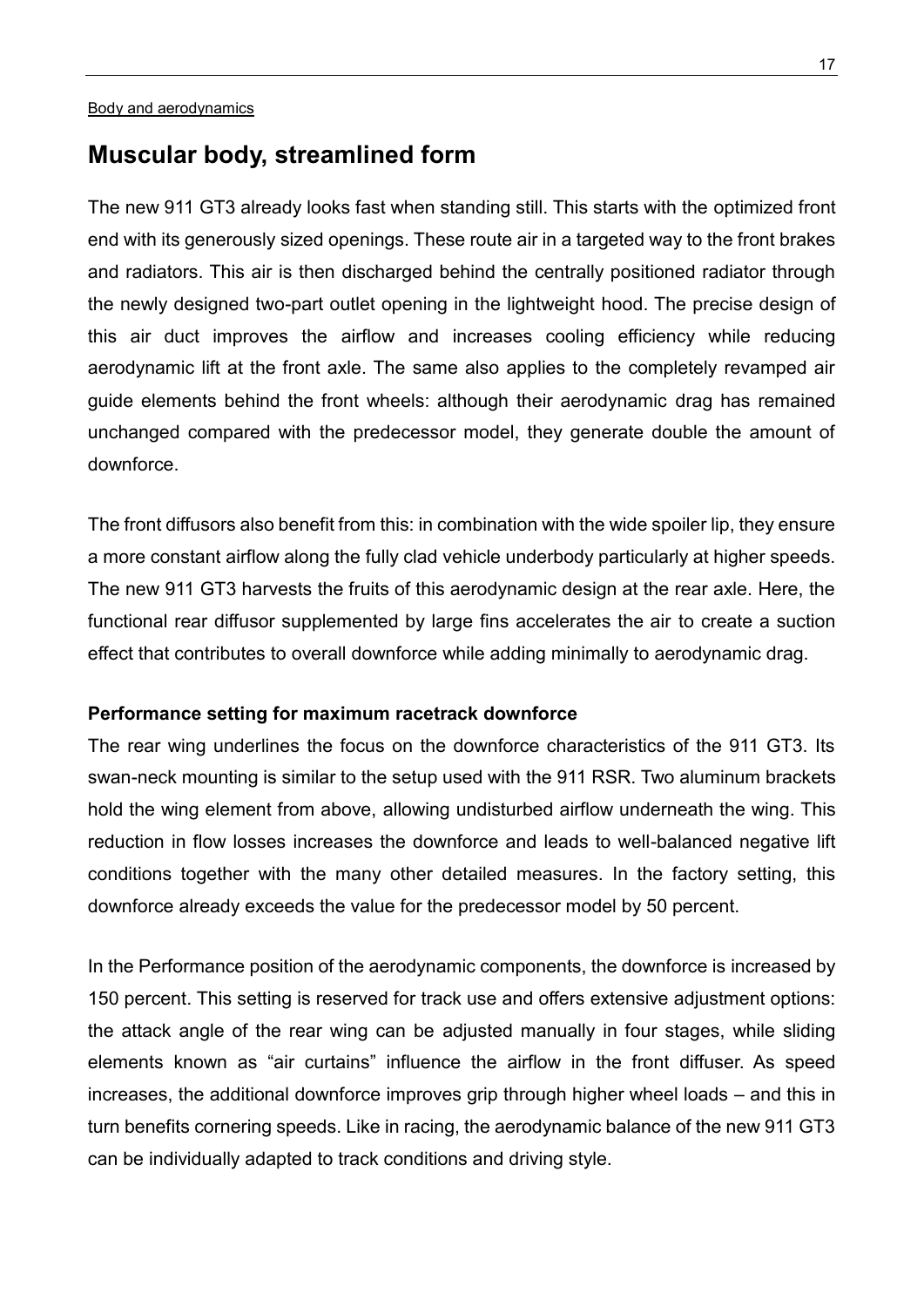Body and aerodynamics

## Muscular body, streamlined form

The new 911 GT3 already looks fast when standing still. This starts with the optimized front end with its generously sized openings. These route air in a targeted way to the front brakes and radiators. This air is then discharged behind the centrally positioned radiator through the newly designed two-part outlet opening in the lightweight hood. The precise design of this air duct improves the airflow and increases cooling efficiency while reducing aerodynamic lift at the front axle. The same also applies to the completely revamped air guide elements behind the front wheels: although their aerodynamic drag has remained unchanged compared with the predecessor model, they generate double the amount of downforce.

The front diffusors also benefit from this: in combination with the wide spoiler lip, they ensure a more constant airflow along the fully clad vehicle underbody particularly at higher speeds. The new 911 GT3 harvests the fruits of this aerodynamic design at the rear axle. Here, the functional rear diffusor supplemented by large fins accelerates the air to create a suction effect that contributes to overall downforce while adding minimally to aerodynamic drag.

**Performance setting for maximum racetrack downforce**

The rear wing underlines the focus on the downforce characteristics of the 911 GT3. Its swan-neck mounting is similar to the setup used with the 911 RSR. Two aluminum brackets hold the wing element from above, allowing undisturbed airflow underneath the wing. This reduction in flow losses increases the downforce and leads to well-balanced negative lift conditions together with the many other detailed measures. In the factory setting, this downforce already exceeds the value for the predecessor model by 50 percent.

In the Performance position of the aerodynamic components, the downforce is increased by 150 percent. This setting is reserved for track use and offers extensive adjustment options: the attack angle of the rear wing can be adjusted manually in four stages, while sliding elements known as "air curtains" influence the airflow in the front diffuser. As speed increases, the additional downforce improves grip through higher wheel loads – and this in turn benefits cornering speeds. Like in racing, the aerodynamic balance of the new 911 GT3 can be individually adapted to track conditions and driving style.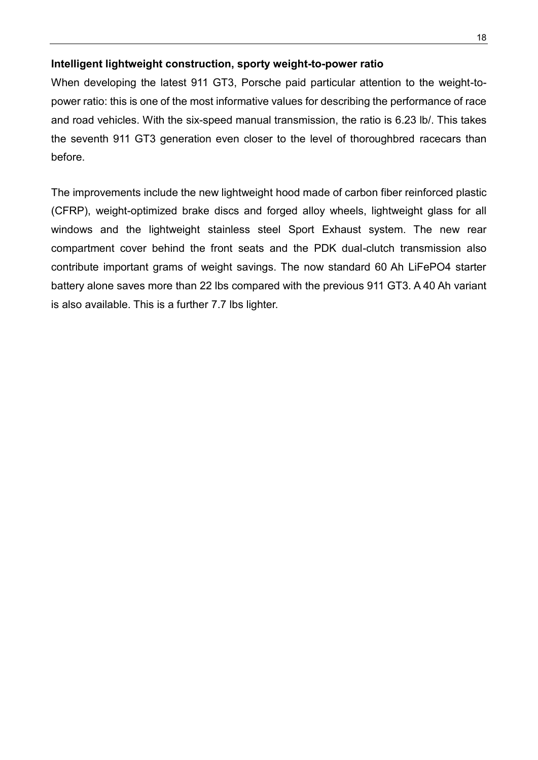**Intelligent lightweight construction, sporty weight-to-power ratio**

When developing the latest 911 GT3, Porsche paid particular attention to the weight-to-power ratio: this is one of the most informative values for describing the performance of race and road vehicles. With the six-speed manual transmission, the ratio is 6.23 lb/. This takes the seventh 911 GT3 generation even closer to the level of thoroughbred racecars than before.

The improvements include the new lightweight hood made of carbon fiber reinforced plastic (CFRP), weight-optimized brake discs and forged alloy wheels, lightweight glass for all windows and the lightweight stainless steel Sport Exhaust system. The new rear compartment cover behind the front seats and the PDK dual-clutch transmission also contribute important grams of weight savings. The now standard 60 Ah $LiFePO_4$ starter battery alone saves more than 22 lbs compared with the previous 911 GT3. A 40 Ah variant is also available. This is a further 7.7 lbs lighter.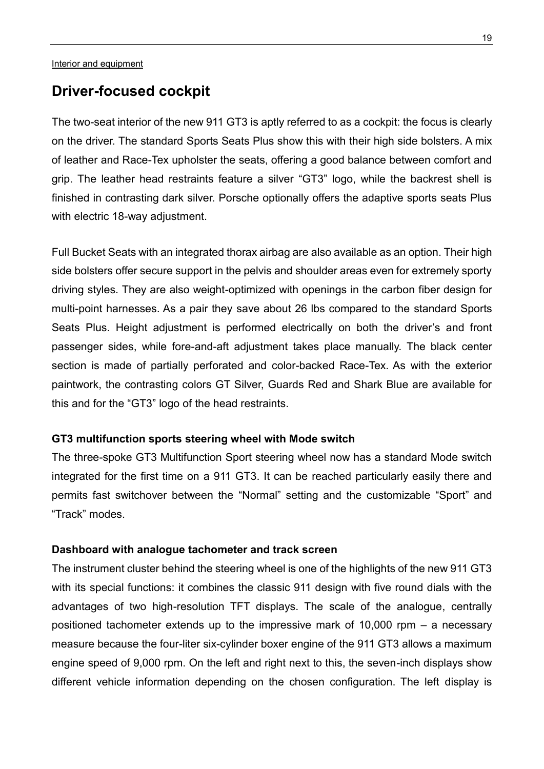Interior and equipment

## Driver-focused cockpit

The two-seat interior of the new 911 GT3 is aptly referred to as a cockpit: the focus is clearly on the driver. The standard Sports Seats Plus show this with their high side bolsters. A mix of leather and Race-Tex upholster the seats, offering a good balance between comfort and grip. The leather head restraints feature a silver "GT3" logo, while the backrest shell is finished in contrasting dark silver. Porsche optionally offers the adaptive sports seats Plus with electric 18-way adjustment.

Full Bucket Seats with an integrated thorax airbag are also available as an option. Their high side bolsters offer secure support in the pelvis and shoulder areas even for extremely sporty driving styles. They are also weight-optimized with openings in the carbon fiber design for multi-point harnesses. As a pair they save about 26 lbs compared to the standard Sports Seats Plus. Height adjustment is performed electrically on both the driver's and front passenger sides, while fore-and-aft adjustment takes place manually. The black center section is made of partially perforated and color-backed Race-Tex. As with the exterior paintwork, the contrasting colors GT Silver, Guards Red and Shark Blue are available for this and for the "GT3" logo of the head restraints.

**GT3 multifunction sports steering wheel with Mode switch**

The three-spoke GT3 Multifunction Sport steering wheel now has a standard Mode switch integrated for the first time on a 911 GT3. It can be reached particularly easily there and permits fast switchover between the "Normal" setting and the customizable "Sport" and "Track" modes.

**Dashboard with analogue tachometer and track screen**

The instrument cluster behind the steering wheel is one of the highlights of the new 911 GT3 with its special functions: it combines the classic 911 design with five round dials with the advantages of two high-resolution TFT displays. The scale of the analogue, centrally positioned tachometer extends up to the impressive mark of 10,000 rpm – a necessary measure because the four-liter six-cylinder boxer engine of the 911 GT3 allows a maximum engine speed of 9,000 rpm. On the left and right next to this, the seven-inch displays show different vehicle information depending on the chosen configuration. The left display is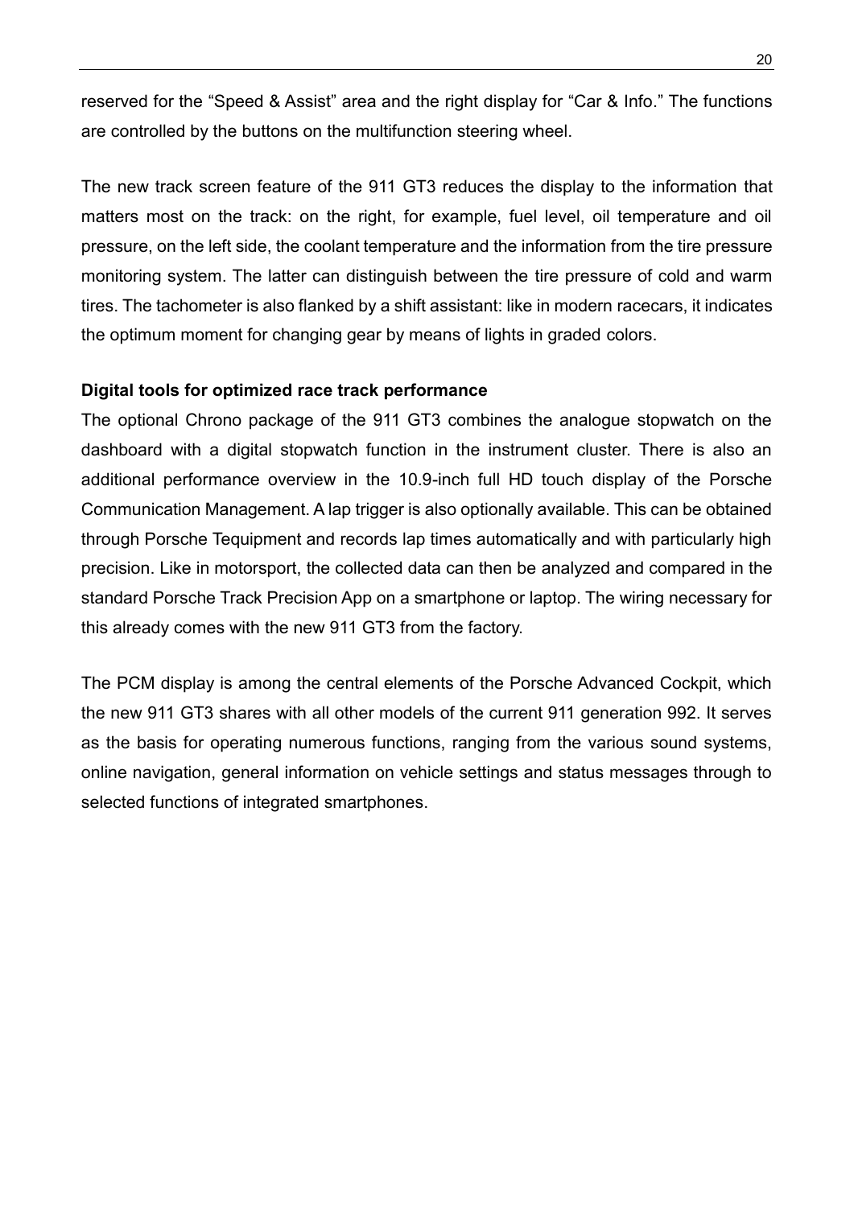reserved for the “Speed & Assist” area and the right display for “Car & Info.” The functions are controlled by the buttons on the multifunction steering wheel.

The new track screen feature of the 911 GT3 reduces the display to the information that matters most on the track: on the right, for example, fuel level, oil temperature and oil pressure, on the left side, the coolant temperature and the information from the tire pressure monitoring system. The latter can distinguish between the tire pressure of cold and warm tires. The tachometer is also flanked by a shift assistant: like in modern racecars, it indicates the optimum moment for changing gear by means of lights in graded colors.

**Digital tools for optimized race track performance**

The optional Chrono package of the 911 GT3 combines the analogue stopwatch on the dashboard with a digital stopwatch function in the instrument cluster. There is also an additional performance overview in the 10.9-inch full HD touch display of the Porsche Communication Management. A lap trigger is also optionally available. This can be obtained through Porsche Tequipment and records lap times automatically and with particularly high precision. Like in motorsport, the collected data can then be analyzed and compared in the standard Porsche Track Precision App on a smartphone or laptop. The wiring necessary for this already comes with the new 911 GT3 from the factory.

The PCM display is among the central elements of the Porsche Advanced Cockpit, which the new 911 GT3 shares with all other models of the current 911 generation 992. It serves as the basis for operating numerous functions, ranging from the various sound systems, online navigation, general information on vehicle settings and status messages through to selected functions of integrated smartphones.